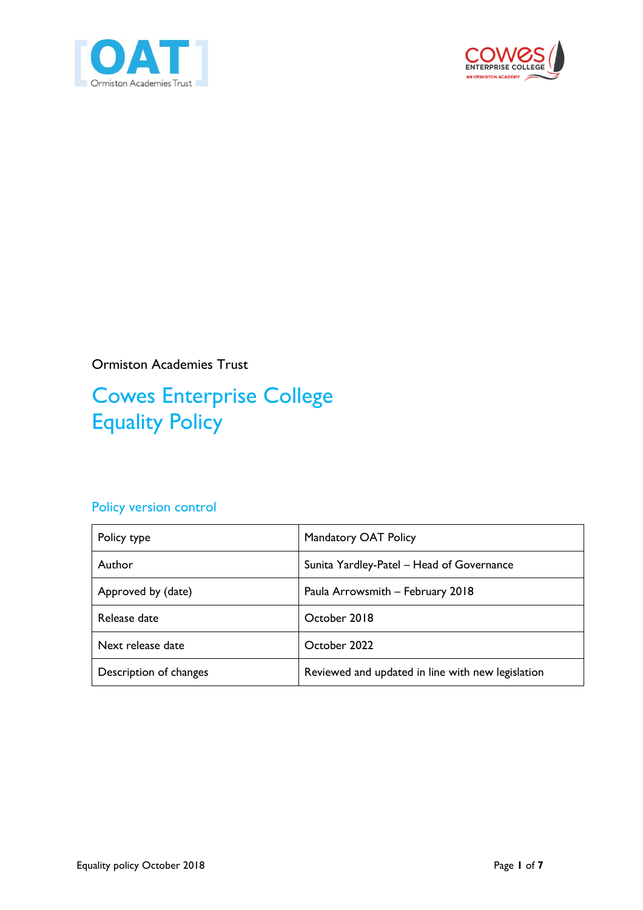Ormiston Academies Trust

# Cowes Enterprise College Equality Policy

## Policy version control

| Policy type | Mandatory OAT Policy |
|---|---|
| Author | Sunita Yardley-Patel – Head of Governance |
| Approved by (date) | Paula Arrowsmith – February 2018 |
| Release date | October 2018 |
| Next release date | October 2022 |
| Description of changes | Reviewed and updated in line with new legislation |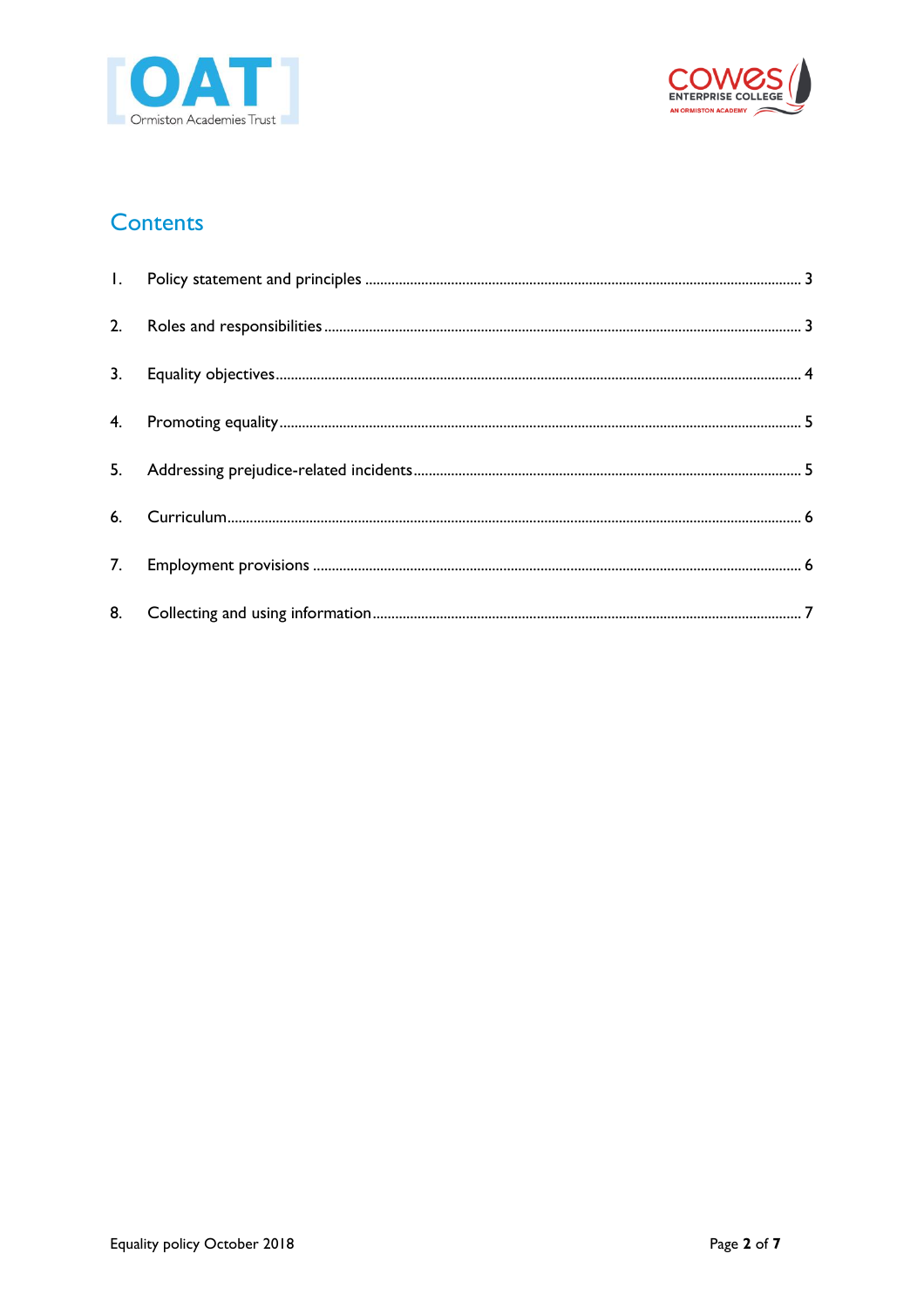## Contents

1. Policy statement and principles ........................................................ 3
2. Roles and responsibilities ........................................................ 3
3. Equality objectives ........................................................ 4
4. Promoting equality ........................................................ 5
5. Addressing prejudice-related incidents ........................................................ 5
6. Curriculum ........................................................ 6
7. Employment provisions ........................................................ 6
8. Collecting and using information ........................................................ 7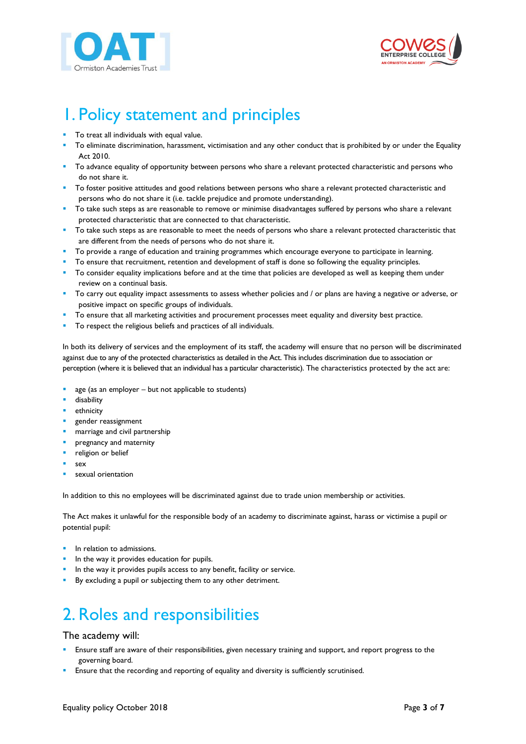# 1. Policy statement and principles

- To treat all individuals with equal value.
- To eliminate discrimination, harassment, victimisation and any other conduct that is prohibited by or under the Equality Act 2010.
- To advance equality of opportunity between persons who share a relevant protected characteristic and persons who do not share it.
- To foster positive attitudes and good relations between persons who share a relevant protected characteristic and persons who do not share it (i.e. tackle prejudice and promote understanding).
- To take such steps as are reasonable to remove or minimise disadvantages suffered by persons who share a relevant protected characteristic that are connected to that characteristic.
- To take such steps as are reasonable to meet the needs of persons who share a relevant protected characteristic that are different from the needs of persons who do not share it.
- To provide a range of education and training programmes which encourage everyone to participate in learning.
- To ensure that recruitment, retention and development of staff is done so following the equality principles.
- To consider equality implications before and at the time that policies are developed as well as keeping them under review on a continual basis.
- To carry out equality impact assessments to assess whether policies and / or plans are having a negative or adverse, or positive impact on specific groups of individuals.
- To ensure that all marketing activities and procurement processes meet equality and diversity best practice.
- To respect the religious beliefs and practices of all individuals.

In both its delivery of services and the employment of its staff, the academy will ensure that no person will be discriminated against due to any of the protected characteristics as detailed in the Act. This includes discrimination due to association or perception (where it is believed that an individual has a particular characteristic). The characteristics protected by the act are:

- age (as an employer – but not applicable to students)
- disability
- ethnicity
- gender reassignment
- marriage and civil partnership
- pregnancy and maternity
- religion or belief
- sex
- sexual orientation

In addition to this no employees will be discriminated against due to trade union membership or activities.

The Act makes it unlawful for the responsible body of an academy to discriminate against, harass or victimise a pupil or potential pupil:

- In relation to admissions.
- In the way it provides education for pupils.
- In the way it provides pupils access to any benefit, facility or service.
- By excluding a pupil or subjecting them to any other detriment.

# 2. Roles and responsibilities

## The academy will:

- Ensure staff are aware of their responsibilities, given necessary training and support, and report progress to the governing board.
- Ensure that the recording and reporting of equality and diversity is sufficiently scrutinised.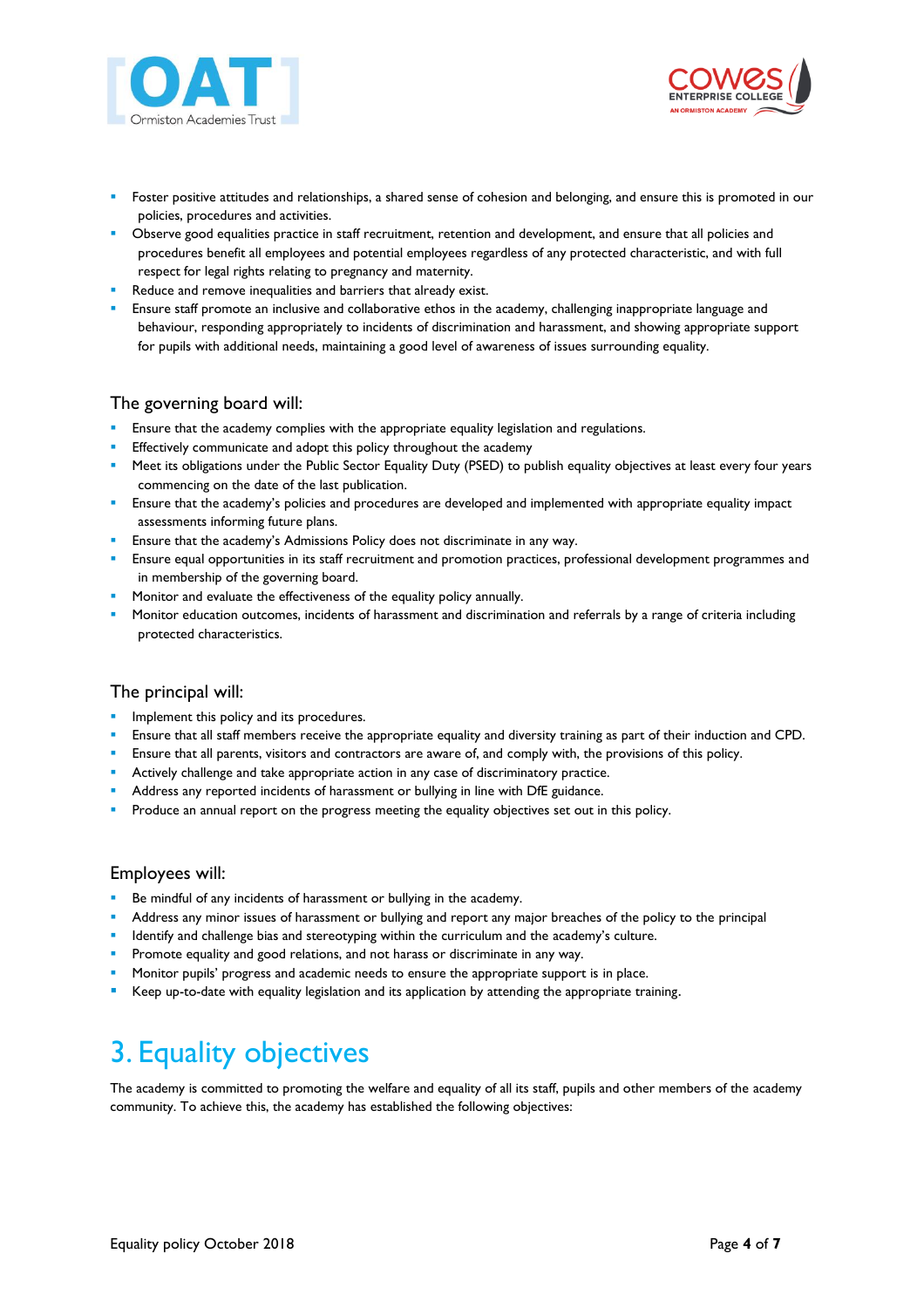- Foster positive attitudes and relationships, a shared sense of cohesion and belonging, and ensure this is promoted in our policies, procedures and activities.
- Observe good equalities practice in staff recruitment, retention and development, and ensure that all policies and procedures benefit all employees and potential employees regardless of any protected characteristic, and with full respect for legal rights relating to pregnancy and maternity.
- Reduce and remove inequalities and barriers that already exist.
- Ensure staff promote an inclusive and collaborative ethos in the academy, challenging inappropriate language and behaviour, responding appropriately to incidents of discrimination and harassment, and showing appropriate support for pupils with additional needs, maintaining a good level of awareness of issues surrounding equality.

### The governing board will:

- Ensure that the academy complies with the appropriate equality legislation and regulations.
- Effectively communicate and adopt this policy throughout the academy
- Meet its obligations under the Public Sector Equality Duty (PSED) to publish equality objectives at least every four years commencing on the date of the last publication.
- Ensure that the academy's policies and procedures are developed and implemented with appropriate equality impact assessments informing future plans.
- Ensure that the academy's Admissions Policy does not discriminate in any way.
- Ensure equal opportunities in its staff recruitment and promotion practices, professional development programmes and in membership of the governing board.
- Monitor and evaluate the effectiveness of the equality policy annually.
- Monitor education outcomes, incidents of harassment and discrimination and referrals by a range of criteria including protected characteristics.

### The principal will:

- Implement this policy and its procedures.
- Ensure that all staff members receive the appropriate equality and diversity training as part of their induction and CPD.
- Ensure that all parents, visitors and contractors are aware of, and comply with, the provisions of this policy.
- Actively challenge and take appropriate action in any case of discriminatory practice.
- Address any reported incidents of harassment or bullying in line with DfE guidance.
- Produce an annual report on the progress meeting the equality objectives set out in this policy.

### Employees will:

- Be mindful of any incidents of harassment or bullying in the academy.
- Address any minor issues of harassment or bullying and report any major breaches of the policy to the principal
- Identify and challenge bias and stereotyping within the curriculum and the academy's culture.
- Promote equality and good relations, and not harass or discriminate in any way.
- Monitor pupils' progress and academic needs to ensure the appropriate support is in place.
- Keep up-to-date with equality legislation and its application by attending the appropriate training.

## 3. Equality objectives

The academy is committed to promoting the welfare and equality of all its staff, pupils and other members of the academy community. To achieve this, the academy has established the following objectives: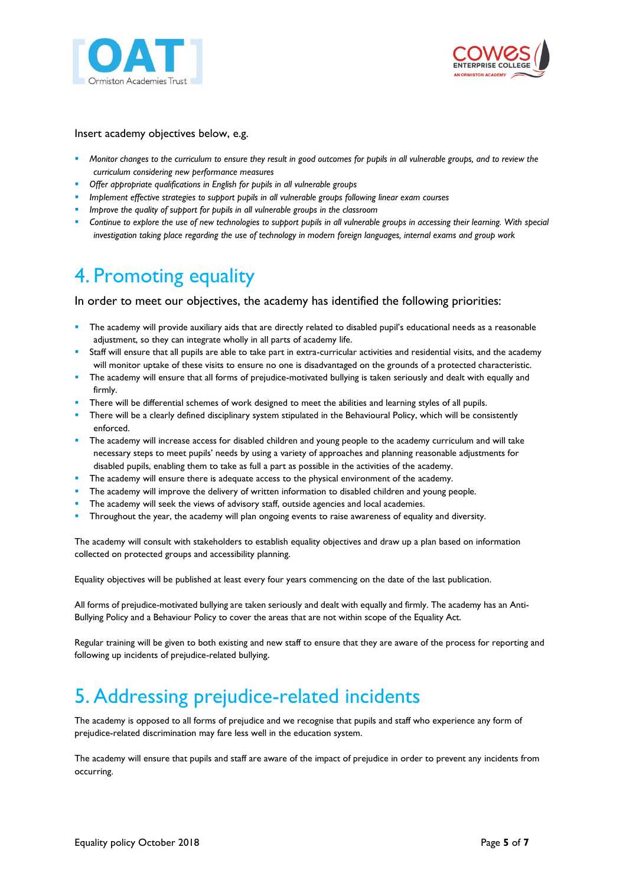Insert academy objectives below, e.g.

- *Monitor changes to the curriculum to ensure they result in good outcomes for pupils in all vulnerable groups, and to review the curriculum considering new performance measures*
- *Offer appropriate qualifications in English for pupils in all vulnerable groups*
- *Implement effective strategies to support pupils in all vulnerable groups following linear exam courses*
- *Improve the quality of support for pupils in all vulnerable groups in the classroom*
- *Continue to explore the use of new technologies to support pupils in all vulnerable groups in accessing their learning. With special investigation taking place regarding the use of technology in modern foreign languages, internal exams and group work*

# 4. Promoting equality

In order to meet our objectives, the academy has identified the following priorities:

- The academy will provide auxiliary aids that are directly related to disabled pupil's educational needs as a reasonable adjustment, so they can integrate wholly in all parts of academy life.
- Staff will ensure that all pupils are able to take part in extra-curricular activities and residential visits, and the academy will monitor uptake of these visits to ensure no one is disadvantaged on the grounds of a protected characteristic.
- The academy will ensure that all forms of prejudice-motivated bullying is taken seriously and dealt with equally and firmly.
- There will be differential schemes of work designed to meet the abilities and learning styles of all pupils.
- There will be a clearly defined disciplinary system stipulated in the Behavioural Policy, which will be consistently enforced.
- The academy will increase access for disabled children and young people to the academy curriculum and will take necessary steps to meet pupils' needs by using a variety of approaches and planning reasonable adjustments for disabled pupils, enabling them to take as full a part as possible in the activities of the academy.
- The academy will ensure there is adequate access to the physical environment of the academy.
- The academy will improve the delivery of written information to disabled children and young people.
- The academy will seek the views of advisory staff, outside agencies and local academies.
- Throughout the year, the academy will plan ongoing events to raise awareness of equality and diversity.

The academy will consult with stakeholders to establish equality objectives and draw up a plan based on information collected on protected groups and accessibility planning.

Equality objectives will be published at least every four years commencing on the date of the last publication.

All forms of prejudice-motivated bullying are taken seriously and dealt with equally and firmly. The academy has an Anti-Bullying Policy and a Behaviour Policy to cover the areas that are not within scope of the Equality Act.

Regular training will be given to both existing and new staff to ensure that they are aware of the process for reporting and following up incidents of prejudice-related bullying.

# 5. Addressing prejudice-related incidents

The academy is opposed to all forms of prejudice and we recognise that pupils and staff who experience any form of prejudice-related discrimination may fare less well in the education system.

The academy will ensure that pupils and staff are aware of the impact of prejudice in order to prevent any incidents from occurring.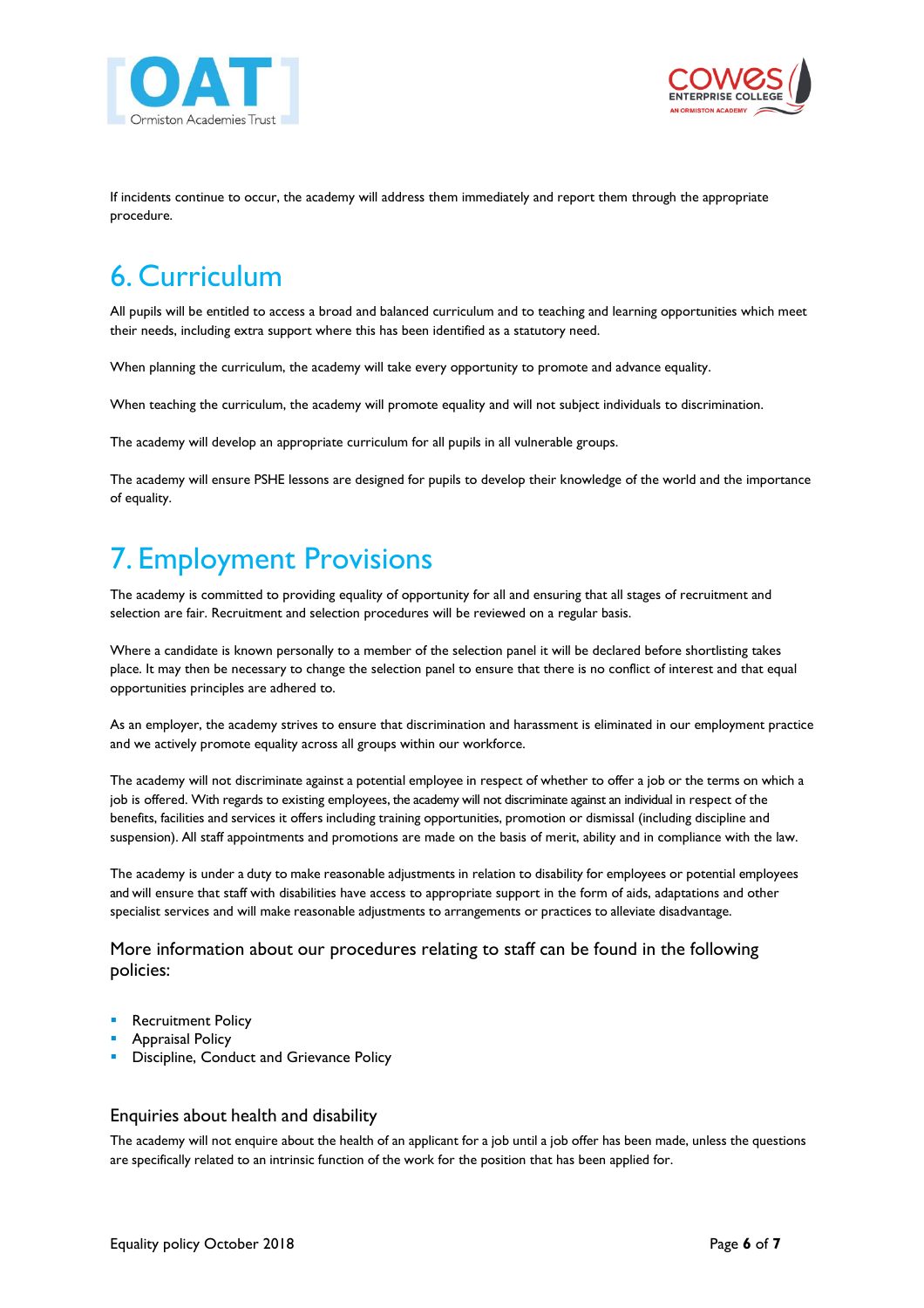If incidents continue to occur, the academy will address them immediately and report them through the appropriate procedure.

# 6. Curriculum

All pupils will be entitled to access a broad and balanced curriculum and to teaching and learning opportunities which meet their needs, including extra support where this has been identified as a statutory need.

When planning the curriculum, the academy will take every opportunity to promote and advance equality.

When teaching the curriculum, the academy will promote equality and will not subject individuals to discrimination.

The academy will develop an appropriate curriculum for all pupils in all vulnerable groups.

The academy will ensure PSHE lessons are designed for pupils to develop their knowledge of the world and the importance of equality.

# 7. Employment Provisions

The academy is committed to providing equality of opportunity for all and ensuring that all stages of recruitment and selection are fair. Recruitment and selection procedures will be reviewed on a regular basis.

Where a candidate is known personally to a member of the selection panel it will be declared before shortlisting takes place. It may then be necessary to change the selection panel to ensure that there is no conflict of interest and that equal opportunities principles are adhered to.

As an employer, the academy strives to ensure that discrimination and harassment is eliminated in our employment practice and we actively promote equality across all groups within our workforce.

The academy will not discriminate against a potential employee in respect of whether to offer a job or the terms on which a job is offered. With regards to existing employees, the academy will not discriminate against an individual in respect of the benefits, facilities and services it offers including training opportunities, promotion or dismissal (including discipline and suspension). All staff appointments and promotions are made on the basis of merit, ability and in compliance with the law.

The academy is under a duty to make reasonable adjustments in relation to disability for employees or potential employees and will ensure that staff with disabilities have access to appropriate support in the form of aids, adaptations and other specialist services and will make reasonable adjustments to arrangements or practices to alleviate disadvantage.

## More information about our procedures relating to staff can be found in the following policies:

- Recruitment Policy
- Appraisal Policy
- Discipline, Conduct and Grievance Policy

### Enquiries about health and disability

The academy will not enquire about the health of an applicant for a job until a job offer has been made, unless the questions are specifically related to an intrinsic function of the work for the position that has been applied for.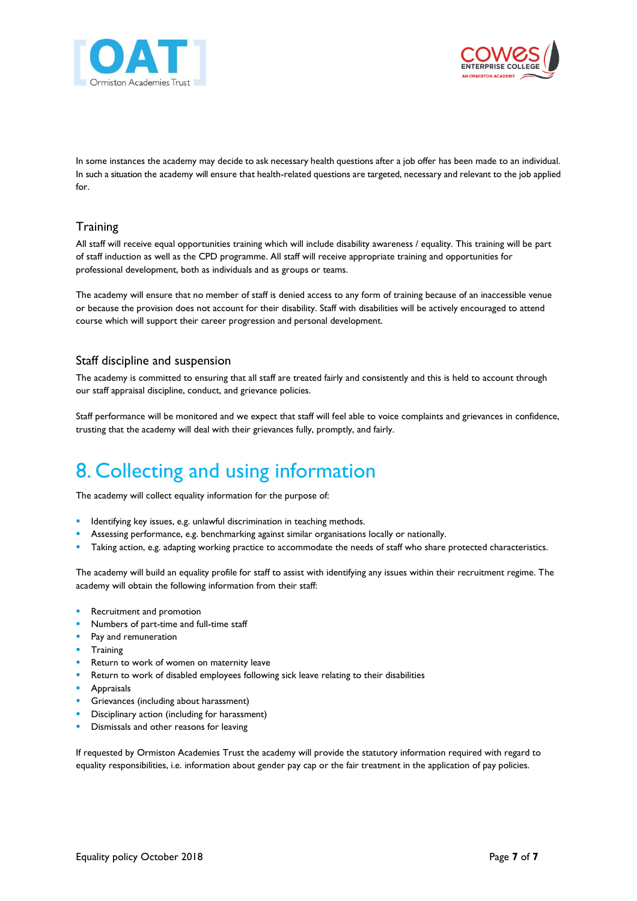In some instances the academy may decide to ask necessary health questions after a job offer has been made to an individual. In such a situation the academy will ensure that health-related questions are targeted, necessary and relevant to the job applied for.

### Training

All staff will receive equal opportunities training which will include disability awareness / equality. This training will be part of staff induction as well as the CPD programme. All staff will receive appropriate training and opportunities for professional development, both as individuals and as groups or teams.

The academy will ensure that no member of staff is denied access to any form of training because of an inaccessible venue or because the provision does not account for their disability. Staff with disabilities will be actively encouraged to attend course which will support their career progression and personal development.

### Staff discipline and suspension

The academy is committed to ensuring that all staff are treated fairly and consistently and this is held to account through our staff appraisal discipline, conduct, and grievance policies.

Staff performance will be monitored and we expect that staff will feel able to voice complaints and grievances in confidence, trusting that the academy will deal with their grievances fully, promptly, and fairly.

## 8. Collecting and using information

The academy will collect equality information for the purpose of:

- Identifying key issues, e.g. unlawful discrimination in teaching methods.
- Assessing performance, e.g. benchmarking against similar organisations locally or nationally.
- Taking action, e.g. adapting working practice to accommodate the needs of staff who share protected characteristics.

The academy will build an equality profile for staff to assist with identifying any issues within their recruitment regime. The academy will obtain the following information from their staff:

- Recruitment and promotion
- Numbers of part-time and full-time staff
- Pay and remuneration
- Training
- Return to work of women on maternity leave
- Return to work of disabled employees following sick leave relating to their disabilities
- Appraisals
- Grievances (including about harassment)
- Disciplinary action (including for harassment)
- Dismissals and other reasons for leaving

If requested by Ormiston Academies Trust the academy will provide the statutory information required with regard to equality responsibilities, i.e. information about gender pay cap or the fair treatment in the application of pay policies.